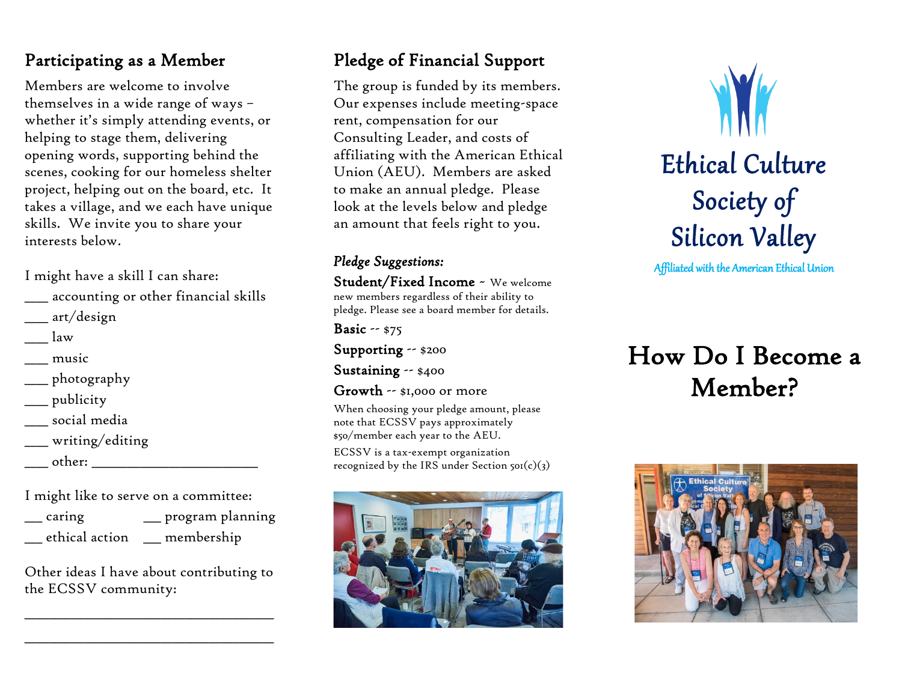## Participating as a Member

Members are welcome to involve themselves in a wide range of ways – whether it's simply attending events, or helping to stage them, delivering opening words, supporting behind the scenes, cooking for our homeless shelter project, helping out on the board, etc. It takes a village, and we each have unique skills. We invite you to share your interests below.

I might have a skill I can share:

___ accounting or other financial skills
___ art/design
___ law
___ music
___ photography
___ publicity
___ social media
___ writing/editing
___ other: ______________________

I might like to serve on a committee:

__ caring
__ program planning
__ ethical action
__ membership

Other ideas I have about contributing to the ECSSV community:

________________________________

________________________________

## Pledge of Financial Support

The group is funded by its members. Our expenses include meeting-space rent, compensation for our Consulting Leader, and costs of affiliating with the American Ethical Union (AEU). Members are asked to make an annual pledge. Please look at the levels below and pledge an amount that feels right to you.

### *Pledge Suggestions:*

**Student/Fixed Income** ~ We welcome new members regardless of their ability to pledge. Please see a board member for details.

**Basic** -- $75

**Supporting** -- $200

**Sustaining** -- $400

**Growth** -- $1,000 or more

When choosing your pledge amount, please note that ECSSV pays approximately $50/member each year to the AEU.

ECSSV is a tax-exempt organization recognized by the IRS under Section 501(c)(3)

# Ethical Culture Society of Silicon Valley

Affiliated with the American Ethical Union

# How Do I Become a Member?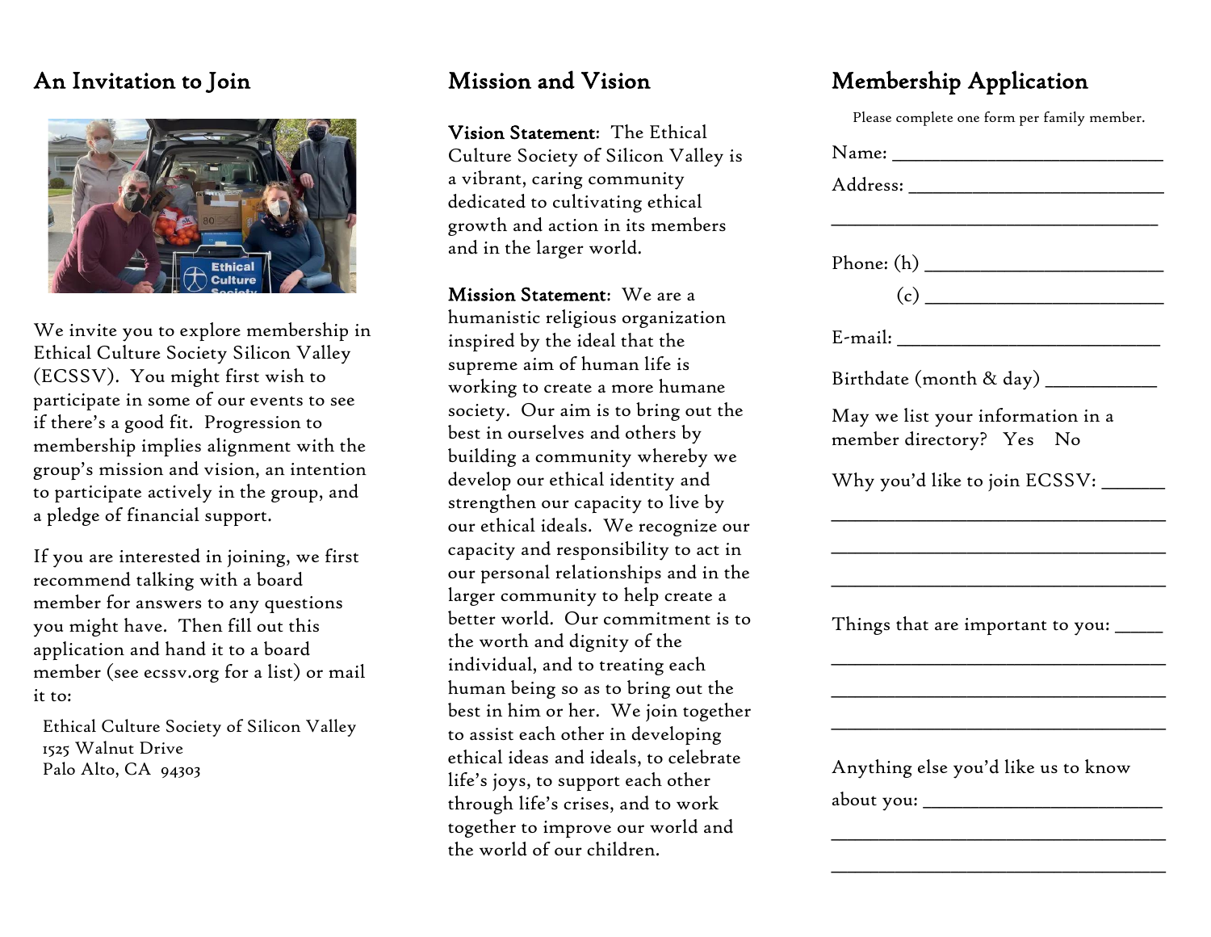## An Invitation to Join

We invite you to explore membership in Ethical Culture Society Silicon Valley (ECSSV). You might first wish to participate in some of our events to see if there's a good fit. Progression to membership implies alignment with the group's mission and vision, an intention to participate actively in the group, and a pledge of financial support.

If you are interested in joining, we first recommend talking with a board member for answers to any questions you might have. Then fill out this application and hand it to a board member (see ecssv.org for a list) or mail it to:

Ethical Culture Society of Silicon Valley
1525 Walnut Drive
Palo Alto, CA 94303

## Mission and Vision

**Vision Statement**: The Ethical Culture Society of Silicon Valley is a vibrant, caring community dedicated to cultivating ethical growth and action in its members and in the larger world.

**Mission Statement**: We are a humanistic religious organization inspired by the ideal that the supreme aim of human life is working to create a more humane society. Our aim is to bring out the best in ourselves and others by building a community whereby we develop our ethical identity and strengthen our capacity to live by our ethical ideals. We recognize our capacity and responsibility to act in our personal relationships and in the larger community to help create a better world. Our commitment is to the worth and dignity of the individual, and to treating each human being so as to bring out the best in him or her. We join together to assist each other in developing ethical ideas and ideals, to celebrate life's joys, to support each other through life's crises, and to work together to improve our world and the world of our children.

## Membership Application

Please complete one form per family member.

Name: ____________________________

Address: __________________________

__________________________________

Phone: (h) ________________________

(c) ________________________

E-mail: ___________________________

Birthdate (month & day) ___________

May we list your information in a member directory? Yes No

Why you'd like to join ECSSV: ______

__________________________________

__________________________________

__________________________________

Things that are important to you: _____

__________________________________

__________________________________

__________________________________

Anything else you'd like us to know about you: ______________________

__________________________________

__________________________________